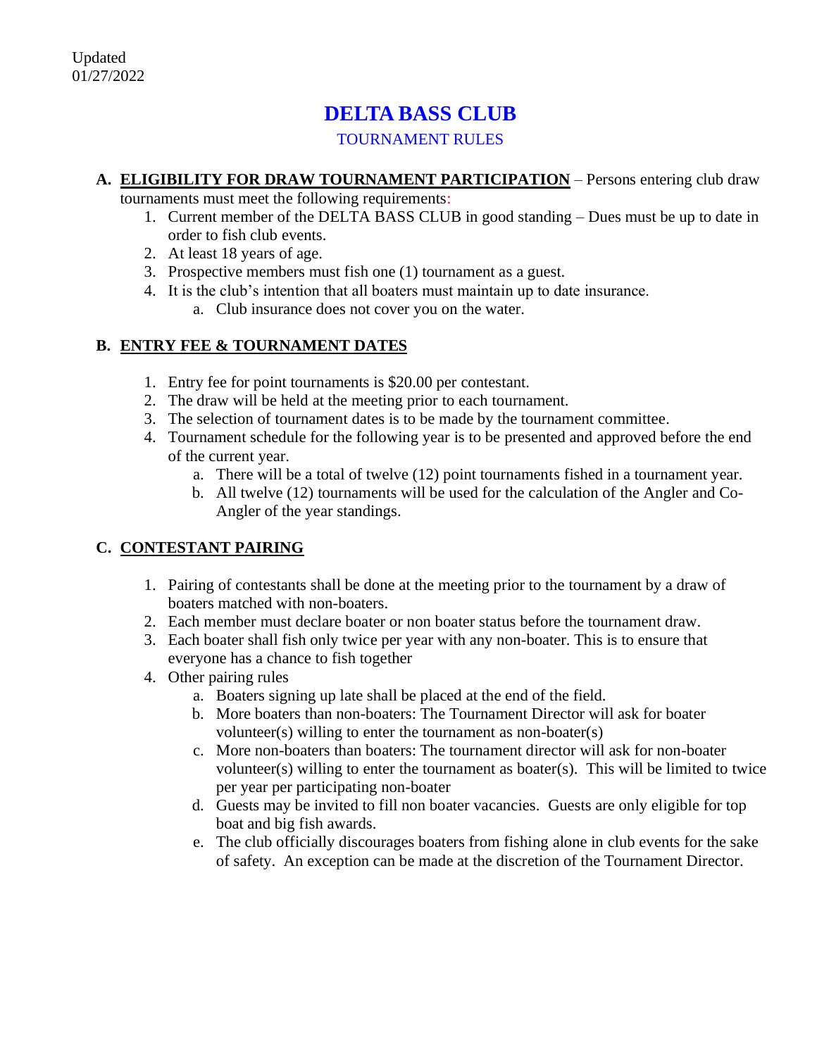Updated
01/27/2022

# DELTA BASS CLUB

## TOURNAMENT RULES

**A. <u>ELIGIBILITY FOR DRAW TOURNAMENT PARTICIPATION</u>** – Persons entering club draw tournaments must meet the following requirements:

1. Current member of the DELTA BASS CLUB in good standing – Dues must be up to date in order to fish club events.
2. At least 18 years of age.
3. Prospective members must fish one (1) tournament as a guest.
4. It is the club's intention that all boaters must maintain up to date insurance.
   a. Club insurance does not cover you on the water.

**B. <u>ENTRY FEE & TOURNAMENT DATES</u>**

1. Entry fee for point tournaments is $20.00 per contestant.
2. The draw will be held at the meeting prior to each tournament.
3. The selection of tournament dates is to be made by the tournament committee.
4. Tournament schedule for the following year is to be presented and approved before the end of the current year.
   a. There will be a total of twelve (12) point tournaments fished in a tournament year.
   b. All twelve (12) tournaments will be used for the calculation of the Angler and Co-Angler of the year standings.

**C. <u>CONTESTANT PAIRING</u>**

1. Pairing of contestants shall be done at the meeting prior to the tournament by a draw of boaters matched with non-boaters.
2. Each member must declare boater or non boater status before the tournament draw.
3. Each boater shall fish only twice per year with any non-boater. This is to ensure that everyone has a chance to fish together
4. Other pairing rules
   a. Boaters signing up late shall be placed at the end of the field.
   b. More boaters than non-boaters: The Tournament Director will ask for boater volunteer(s) willing to enter the tournament as non-boater(s)
   c. More non-boaters than boaters: The tournament director will ask for non-boater volunteer(s) willing to enter the tournament as boater(s). This will be limited to twice per year per participating non-boater
   d. Guests may be invited to fill non boater vacancies. Guests are only eligible for top boat and big fish awards.
   e. The club officially discourages boaters from fishing alone in club events for the sake of safety. An exception can be made at the discretion of the Tournament Director.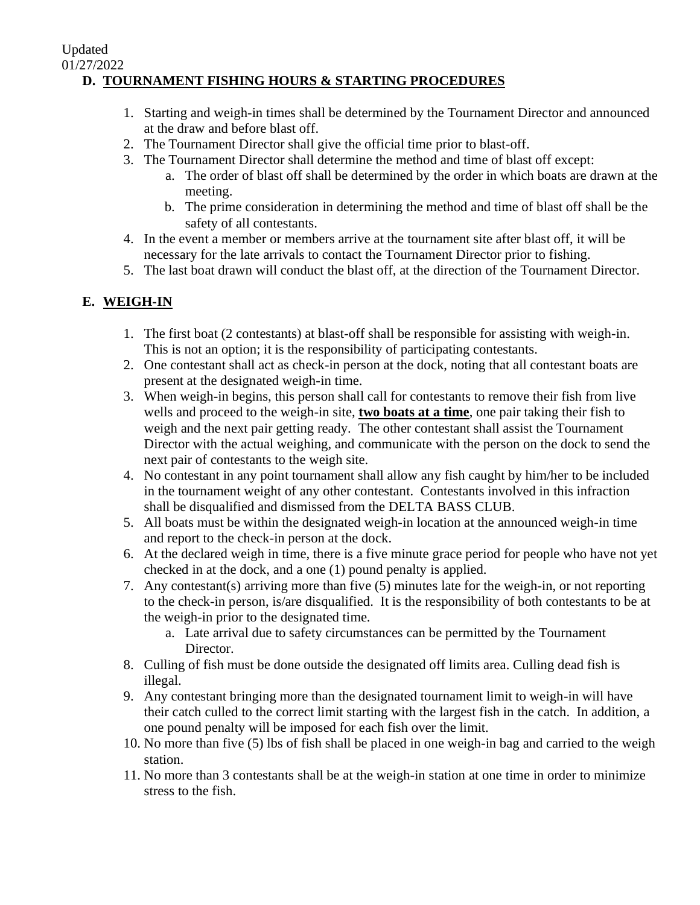Updated
01/27/2022

## D. TOURNAMENT FISHING HOURS & STARTING PROCEDURES

1. Starting and weigh-in times shall be determined by the Tournament Director and announced at the draw and before blast off.
2. The Tournament Director shall give the official time prior to blast-off.
3. The Tournament Director shall determine the method and time of blast off except:
   a. The order of blast off shall be determined by the order in which boats are drawn at the meeting.
   b. The prime consideration in determining the method and time of blast off shall be the safety of all contestants.
4. In the event a member or members arrive at the tournament site after blast off, it will be necessary for the late arrivals to contact the Tournament Director prior to fishing.
5. The last boat drawn will conduct the blast off, at the direction of the Tournament Director.

## E. WEIGH-IN

1. The first boat (2 contestants) at blast-off shall be responsible for assisting with weigh-in. This is not an option; it is the responsibility of participating contestants.
2. One contestant shall act as check-in person at the dock, noting that all contestant boats are present at the designated weigh-in time.
3. When weigh-in begins, this person shall call for contestants to remove their fish from live wells and proceed to the weigh-in site, **two boats at a time**, one pair taking their fish to weigh and the next pair getting ready. The other contestant shall assist the Tournament Director with the actual weighing, and communicate with the person on the dock to send the next pair of contestants to the weigh site.
4. No contestant in any point tournament shall allow any fish caught by him/her to be included in the tournament weight of any other contestant. Contestants involved in this infraction shall be disqualified and dismissed from the DELTA BASS CLUB.
5. All boats must be within the designated weigh-in location at the announced weigh-in time and report to the check-in person at the dock.
6. At the declared weigh in time, there is a five minute grace period for people who have not yet checked in at the dock, and a one (1) pound penalty is applied.
7. Any contestant(s) arriving more than five (5) minutes late for the weigh-in, or not reporting to the check-in person, is/are disqualified. It is the responsibility of both contestants to be at the weigh-in prior to the designated time.
   a. Late arrival due to safety circumstances can be permitted by the Tournament Director.
8. Culling of fish must be done outside the designated off limits area. Culling dead fish is illegal.
9. Any contestant bringing more than the designated tournament limit to weigh-in will have their catch culled to the correct limit starting with the largest fish in the catch. In addition, a one pound penalty will be imposed for each fish over the limit.
10. No more than five (5) lbs of fish shall be placed in one weigh-in bag and carried to the weigh station.
11. No more than 3 contestants shall be at the weigh-in station at one time in order to minimize stress to the fish.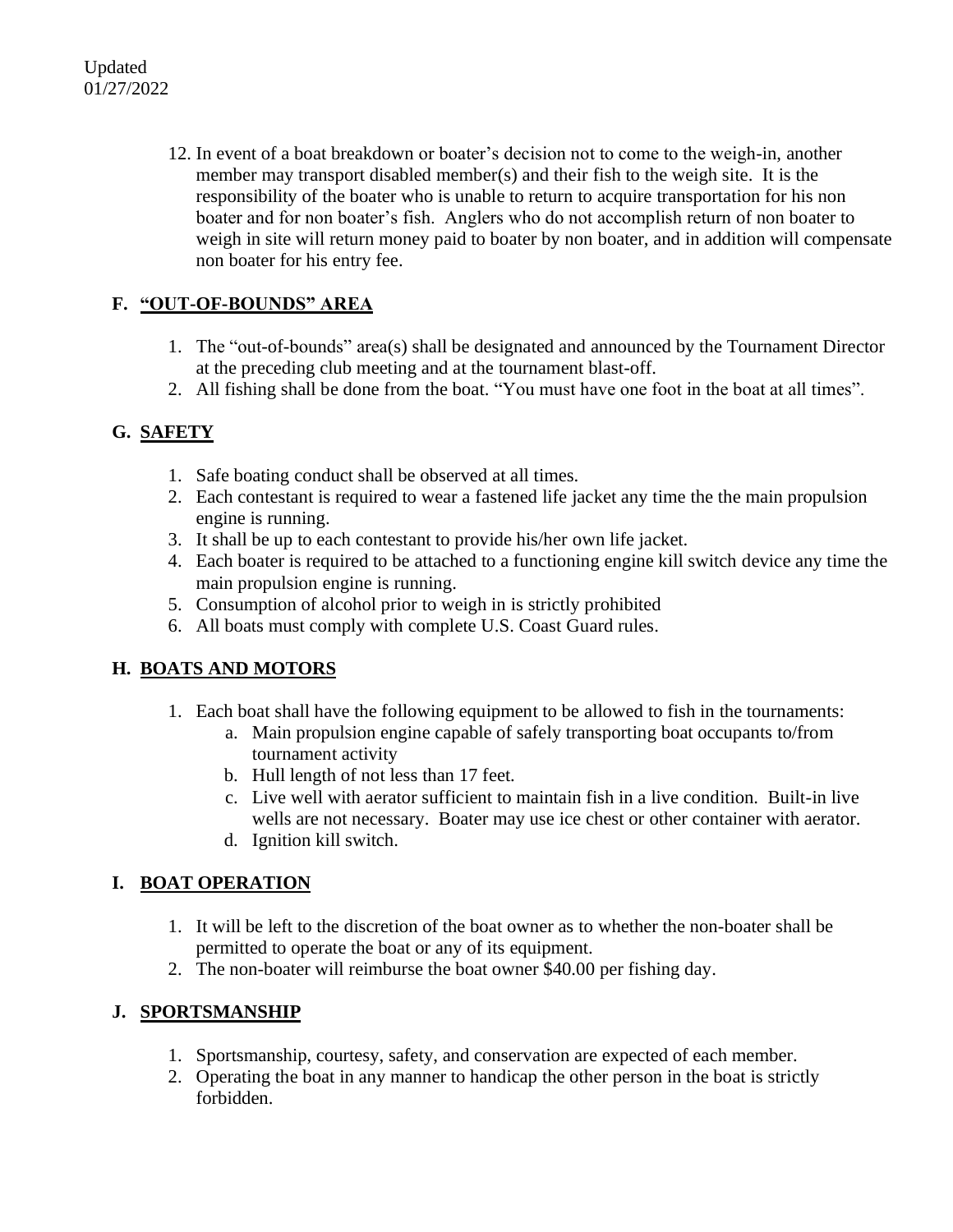Updated
01/27/2022

12. In event of a boat breakdown or boater's decision not to come to the weigh-in, another member may transport disabled member(s) and their fish to the weigh site. It is the responsibility of the boater who is unable to return to acquire transportation for his non boater and for non boater's fish. Anglers who do not accomplish return of non boater to weigh in site will return money paid to boater by non boater, and in addition will compensate non boater for his entry fee.

## F. "OUT-OF-BOUNDS" AREA

1. The "out-of-bounds" area(s) shall be designated and announced by the Tournament Director at the preceding club meeting and at the tournament blast-off.
2. All fishing shall be done from the boat. "You must have one foot in the boat at all times".

## G. SAFETY

1. Safe boating conduct shall be observed at all times.
2. Each contestant is required to wear a fastened life jacket any time the the main propulsion engine is running.
3. It shall be up to each contestant to provide his/her own life jacket.
4. Each boater is required to be attached to a functioning engine kill switch device any time the main propulsion engine is running.
5. Consumption of alcohol prior to weigh in is strictly prohibited
6. All boats must comply with complete U.S. Coast Guard rules.

## H. BOATS AND MOTORS

1. Each boat shall have the following equipment to be allowed to fish in the tournaments:
   a. Main propulsion engine capable of safely transporting boat occupants to/from tournament activity
   b. Hull length of not less than 17 feet.
   c. Live well with aerator sufficient to maintain fish in a live condition. Built-in live wells are not necessary. Boater may use ice chest or other container with aerator.
   d. Ignition kill switch.

## I. BOAT OPERATION

1. It will be left to the discretion of the boat owner as to whether the non-boater shall be permitted to operate the boat or any of its equipment.
2. The non-boater will reimburse the boat owner $40.00 per fishing day.

## J. SPORTSMANSHIP

1. Sportsmanship, courtesy, safety, and conservation are expected of each member.
2. Operating the boat in any manner to handicap the other person in the boat is strictly forbidden.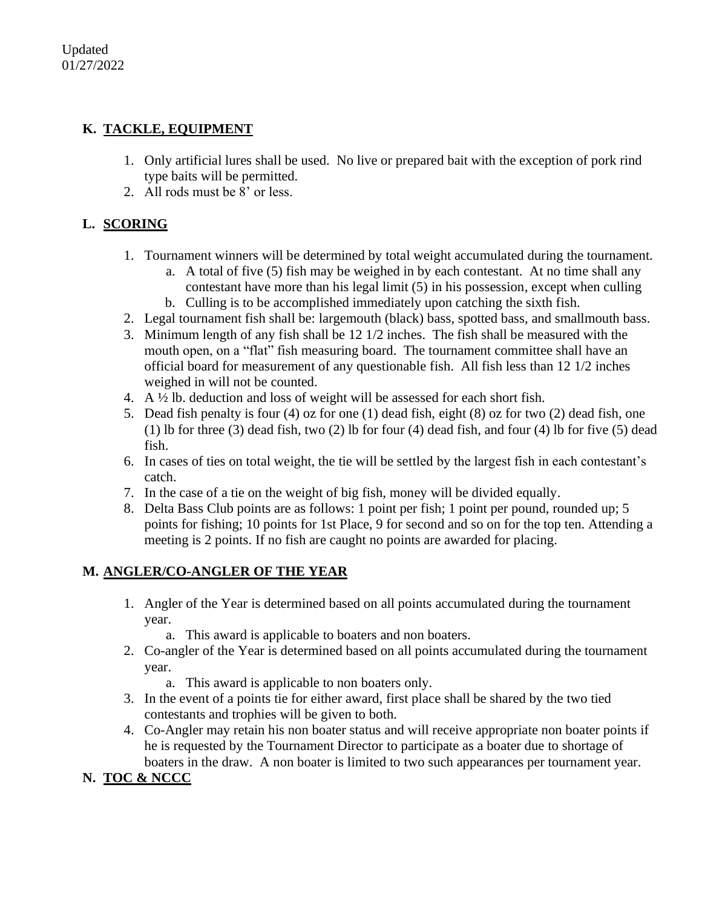Updated
01/27/2022

## K. TACKLE, EQUIPMENT

1. Only artificial lures shall be used. No live or prepared bait with the exception of pork rind type baits will be permitted.
2. All rods must be 8' or less.

## L. SCORING

1. Tournament winners will be determined by total weight accumulated during the tournament.
   a. A total of five (5) fish may be weighed in by each contestant. At no time shall any contestant have more than his legal limit (5) in his possession, except when culling
   b. Culling is to be accomplished immediately upon catching the sixth fish.
2. Legal tournament fish shall be: largemouth (black) bass, spotted bass, and smallmouth bass.
3. Minimum length of any fish shall be 12 1/2 inches. The fish shall be measured with the mouth open, on a "flat" fish measuring board. The tournament committee shall have an official board for measurement of any questionable fish. All fish less than 12 1/2 inches weighed in will not be counted.
4. A ½ lb. deduction and loss of weight will be assessed for each short fish.
5. Dead fish penalty is four (4) oz for one (1) dead fish, eight (8) oz for two (2) dead fish, one (1) lb for three (3) dead fish, two (2) lb for four (4) dead fish, and four (4) lb for five (5) dead fish.
6. In cases of ties on total weight, the tie will be settled by the largest fish in each contestant's catch.
7. In the case of a tie on the weight of big fish, money will be divided equally.
8. Delta Bass Club points are as follows: 1 point per fish; 1 point per pound, rounded up; 5 points for fishing; 10 points for 1st Place, 9 for second and so on for the top ten. Attending a meeting is 2 points. If no fish are caught no points are awarded for placing.

## M. ANGLER/CO-ANGLER OF THE YEAR

1. Angler of the Year is determined based on all points accumulated during the tournament year.
   a. This award is applicable to boaters and non boaters.
2. Co-angler of the Year is determined based on all points accumulated during the tournament year.
   a. This award is applicable to non boaters only.
3. In the event of a points tie for either award, first place shall be shared by the two tied contestants and trophies will be given to both.
4. Co-Angler may retain his non boater status and will receive appropriate non boater points if he is requested by the Tournament Director to participate as a boater due to shortage of boaters in the draw. A non boater is limited to two such appearances per tournament year.

## N. TOC & NCCC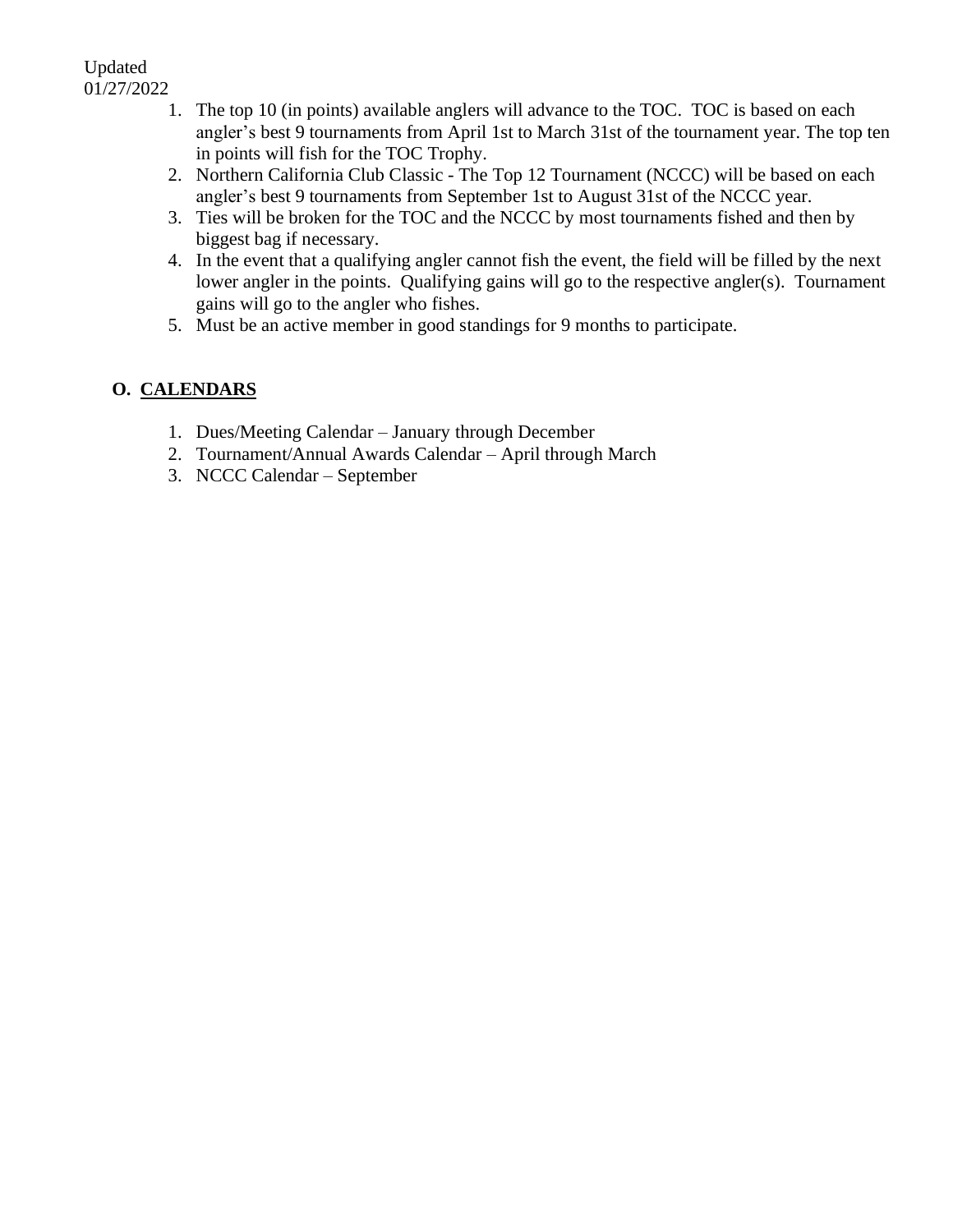Updated
01/27/2022

1. The top 10 (in points) available anglers will advance to the TOC. TOC is based on each angler's best 9 tournaments from April 1st to March 31st of the tournament year. The top ten in points will fish for the TOC Trophy.
2. Northern California Club Classic - The Top 12 Tournament (NCCC) will be based on each angler's best 9 tournaments from September 1st to August 31st of the NCCC year.
3. Ties will be broken for the TOC and the NCCC by most tournaments fished and then by biggest bag if necessary.
4. In the event that a qualifying angler cannot fish the event, the field will be filled by the next lower angler in the points. Qualifying gains will go to the respective angler(s). Tournament gains will go to the angler who fishes.
5. Must be an active member in good standings for 9 months to participate.

## O. CALENDARS

1. Dues/Meeting Calendar – January through December
2. Tournament/Annual Awards Calendar – April through March
3. NCCC Calendar – September